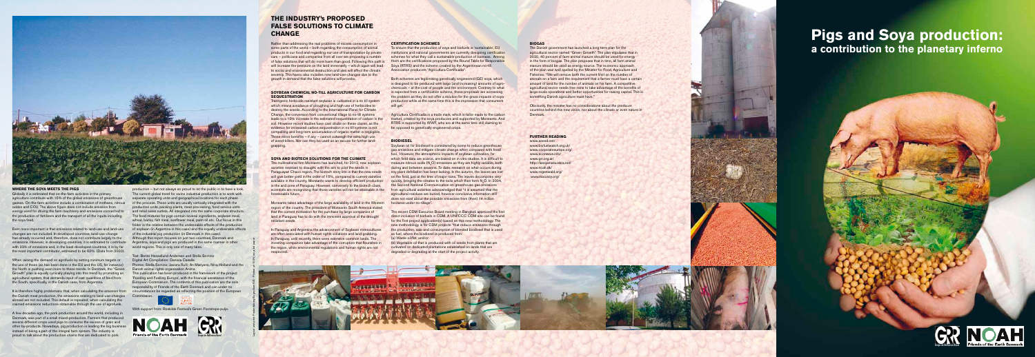# Pigs and Soya production: a contribution to the planetary inferno

## WHERE THE SOYA MEETS THE PIGS

Globally it is estimated that on-the-farm activities in the primary agriculture contribute with 15% of the global emissions of greenhouse gasses. On-the-farm activities include a combination of methane, nitrous oxides and $CO_2$. The above figure does not include emission from energy used for driving the farm machinery and emissions connected to the production of fertilizers and the transport of all the inputs including the soya feed.

Even more important is that emissions related to land-use and land-use changes are not included. In developed countries, land-use-change has already occurred and, therefore, does not contribute largely to its emissions. However, in developing countries, it is estimated to contribute with 33% of emissions and, in the least developed countries, it is by far the most important contributor, estimated to be 60%. (Data from 2000).

When raising the demand on agrofuels by setting minimum targets or the use of these (as has been done in the EU and the US, for instance) the North is pushing even more to these trends. In Denmark, the "Green Growth" plan is equally cynically playing into this trend by promoting an agricultural system, that demands input of vast quantities of feed from the South, specifically, in the Danish case, from Argentina.

It is therefore highly problematic that, when calculating the emission from the Danish meat production, the emissions relating to land-use-changes abroad are not included. This default is repeated, when calculating the claimed emissions reductions obtainable through the use of agrofuels.

A few decades ago, the pork production around the world, including in Denmark, was part of a small mixed-production. Farmers that produced several different crops used pigs to consume the excess of grain and other by-products. Nowadays, pig production is leading the big business instead of being a part of the integral farm system. The industry is proud to talk about the production chains that are dedicated to pork production – but not always so proud to let the public in to have a look. The current global trend for swine industrial production is to work with separate operating units and geographical locations for each phase of the process. These units are usually vertically integrated with the production units, packing plants, meat processing, food service units and retail sales outlets. All integrated into the same corporate structure. The feed mixtures for pigs contain several ingredients, soybean meal, wheat, barley, fish meal, sunflower meal, palm oil etc. Our focus in this folder is the relation between the undesirable effects of the production of soybean (in Argentina in this case) and the equally undesirable effects of the industrial pig production (in Denmark in this case). Although this report focuses on just two countries, Denmark and Argentina, soya and pigs are produced in the same manner in other world regions. This is only one of many tales.

Text: Bente Hessellund Andersen and Stella Semino
Digital Art Compilation: Daniela Casella
Photos: Stella Semino; Javiera Rulli; Ari Marayno, Nina Holland and the Danish animal rights organisation Anima.
This publication has been produced in the framework of the project 'Feeding and Fuelling Europe', with the financial assistance of the European Commission. The contents of this publication are the sole responsibility of Friends of the Earth Denmark and can under no circumstances be regarded as reflecting the position of the European Commission.

With support from: Roskilde Festival's Green Footsteps-pulje.

## THE INDUSTRY'S PROPOSED FALSE SOLUTIONS TO CLIMATE CHANGE

Rather than addressing the real problems of excess consumption in some parts of the world – both regarding the consumption of animal products in our food and regarding our use of transportation by private cars – politicians and companies from all over are proposing a number of false solutions that will do more harm than good. Following this path is will increase the pressure on the land immensely – which again will lead to social and environmental destruction and also will affect the climate severely. This hence also includes new land-use-changes due to the growth in demand that the false solutions will provoke.

### SOYBEAN CHEMICAL NO-TILL AGRICULTURE FOR CARBON SEQUESTRATION

Transgenic herbicide resistant soybean is cultivated in a no till system which means avoidance of ploughing and high use of herbicides to destroy the weeds. According to the International Panel for Climate Change, the conversion from conventional tillage to no-till systems leads to a 10% increase in the estimated sequestration of carbon in the soil. However recent studies have cast doubt on these claims, as the evidence for increased carbon sequestration in no till systems is not compelling and long term accumulation of organic matter is negligible. These minor benefits – if any – cannot outweigh the extra high use of weed-killers. Nor can they be used as an excuse for further land grabbing.

### SOYA AND BIOTECH SOLUTIONS FOR THE CLIMATE

The multinational firm Monsanto has launched, for 2012, new soybean varieties resistant to drought, with the aim to plant the seeds in Paraguayan Chaco region. The biotech story line is that the new seeds will give better yield in the order of 15%, compared to current varieties available in the country. Monsanto wants to develop efficient production in the arid zone of Paraguay. However, conversely to the biotech claim, scientists are recognizing that those varieties will not be attainable in the foreseeable future.

Monsanto takes advantage of the large availability of land in the Western region of the country. The president of Monsanto South America stated that the current motivation for the purchase by large companies of land in Paraguay has to do with the imminent approval of the drought resistant seeds.

In Paraguay and Argentina the advancement of Soybean monocultures are often associated with human rights violations and land grabbing. In Paraguay, until recently, there were extensive common lands. The investing companies take advantage of the corruption that flourishes in the region, while environmental regulations and human rights are not respected.

### CERTIFICATION SCHEMES

To ensure that the production of soya and biofuels is 'sustainable', EU institutions and national governments are currently designing certification schemes for what they call a sustainable production of biomass. Among them are the certifications proposed by the Round Table for Responsible Soya (RTRS) and the scheme created by the Argentinean no-till Association producers "Agricultura Certificada".

Both schemes are legitimising genetically engineered (GE) soya, which is designed to be produced with large (and increasing) amounts of agro-chemicals – at the cost of people and the environment. Contrary to what is expected from a certification scheme, these proposals are worsening the problem as they do not offer a solution for the grave impacts of soya production while at the same time it is the impression that consumers will get.

Agricultura Certificada is a trade mark, which is tailor made to the carbon market, created by the soya producers and supported by Monsanto. And RTRS is supported by WWF, who are at the same time still claiming to be opposed to genetically engineered crops.

### BIODIESEL

Soybean oil for biodiesel is considered by some to reduce greenhouse gas emissions and mitigate climate change when compared with fossil fuel. However, the atmospheric impacts of soybean cultivation, for which field data are scarce, are based on in vitro studies. It is difficult to measure nitrous oxide ($N_2O$) emissions as they are highly variable, both during and between seasons. To date, research on what occurs during soy plant defoliation has been lacking. In the autumn, the leaves are left on the field, just at the time of major rains. The leaves decompose very quickly, bringing the nitrates to the soils which then form $N_2O$. In 2004, the Second National Communication on greenhouse gas emissions from agricultural activities acknowledged that "it is assumed that the agricultural residues are buried, however conclusive information still does not exist about the possible emissions from (them) 14 million hectares under no-tillage".

The recent CDM Executive Board meeting in Bangkok approved the first direct inclusion of biofuels in CDM. A UNFCCC CDM site can be found for the first project application(s) based on this new methodology. The new methodology is for CDM projects "that reduce emissions through the production, sale and consumption of blended biodiesel that is used as fuel, where the biodiesel is produced from:
(a) Waste oil/fat; and/or
(b) Vegetable oil that is produced with oil seeds from plants that are cultivated on dedicated plantations established on lands that are degraded or degrading at the start of the project activity.

### BIOGAS

The Danish government has launched a long-term plan for the agricultural sector named "Green Growth". The plan stipulates that in 2020, 40 percent of farm animal manure should be used for energy in the form of biogas. The plan proposes that in time, all farm animal manure should be used as energy source. The economic approach of the plan was well spelled by the Minister for Food, Agriculture and Fisheries: "We will remove both the current limit on the number of animals on a farm and the requirement that a farmer must have a certain amount of land for the number of animals on his farm. A competitive agricultural sector needs free reins to take advantage of the benefits of large-scale operations and better opportunities for raising capital. This is something Danish agriculture must have."

Obviously, the minister has no considerations about the producer countries behind the new vision, nor about the climate or even nature in Denmark.

### FURTHER READING

www.anima.net/
www.biofuelwatch.org.uk/
www.corporateeurope.org/
www.econexus.info/
www.grr.org.ar/
http://lasojamata.iskra.net/
www.noah.dk/
www.ngoaraid.org/
www.toxicsoy.org/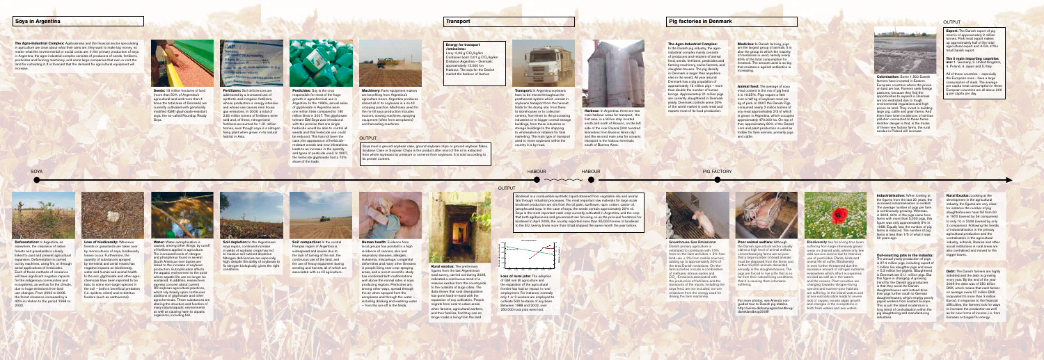## Soya in Argentina

**The Agro-Industrial Complex:** Agribusiness and the financial sector speculating in agriculture are clear about what their aims are; they want to make big money, no matter what the environmental or social costs are. In the primary production of soya in Argentina, the agro-industrial complex consists of producers of seeds, fertilizers, pesticides and farming machinery, and some large companies that own or rent the land for cultivating it. It is forecast that the demand for agricultural equipment will increase.

**Seeds:** 18 million hectares of land (more than 50% of Argentina's agricultural land and more than 4 times the total area of Denmark) are currently cultivated with genetically modified (GM) glyphosate-resistant soya, the so-called Roundup Ready Soya.

**Fertilizers:** Soil deficiencies are addressed by a increased use of synthetic and inorganic fertilizers, whose production is energy intensive and whose use causes near house gas emissions. In 2008, a total of 2.60 million tonnes of fertilizers were sold and, of these, nitrogenised fertilizers accounted for 1.31 million tonnes, even though soya is a nitrogen fixing plant when grown in its natural habitat in Asia.

**Pesticides:** Soy is the crop responsible for most of the huge growth in agrochemical use in Argentina. In the 1990s, annual sales of glyphosate in Argentina were one million litres compared to 180 million litres in 2007. The glyphosate-tolerant GM Soya was introduced with the promise that one single herbicide would be able to control all weeds and that herbicide use could be reduced. This has not been the case; the appearance of herbicide-resistant weeds and new infestations leads to an increase in the quantity and types of pesticide used. In 2007, the herbicide glyphosate had a 70% share of the trade.

**Machinery:** Farm equipment makers are benefiting from Argentina's agriculture boom. Argentina produces almost all of its soybeans in a no-till cropping practice. Machinery used for the no-till soya production includes tractors, sowing machines, spraying equipment (often from aeroplanes) and harvesting machines.

### OUTPUT

Soya meal is ground soybean cake, ground soybean chips or ground soybean flakes. Soybean Cake or Soybean Chips is the product after most of the oil is extracted from whole soybeans by pressure or solvents from soybeans. It is sold according to its protein content.

## Transport

**Energy for transport emissions:**
Lorry: 0.09 g $CO_2$/kg/km
Container boat: 0.01 g $CO_2$/kg/km
Distance Argentina – Denmark: approximately 12.600 km
Harbour: The soya for the Danish market the harbour of Aarhus

**Transport:** In Argentina soybeans have to be moved throughout the postharvest system which consist in soybeans transport from the harvest fields to the drying site, from there to storehouses or to collection centres, from there to the processing industries or to bigger central storage buildings. From these industries or storage buildings to the shipping to wholesalers or retailers for final marketing. The main type of transport used to move soybeans within the country it is by road.

**Harbour:** In Argentina, there are two main harbour areas for transport, the first area in a 90 km strip located south and north of Rosario, on the left side of the river Paraná (300 hundred kilometers from Buenos Aires city) and the second main area for oceanic transport is the harbour terminals south of Buenos Aires.

SOYA — HABOUR — HABOUR — PIG FACTORY

**Deforestation:** In Argentina, as elsewhere, the clearance of native forests and grasslands is closely linked to past and present agricultural expansion. Deforestation is carried out by machines, using fire, or through aerial applications of herbicides. Each of these methods of clearance will have significant negative impacts for the indigenous communities and ecosystems, as well as for the climate, due to huge emissions from land use changes. From 2002 to 2006, the forest clearance increasing by a 42% in relation to the period 1998 to 2002.

**Loss of biodiversity:** Whenever forests or grasslands are taken over by monocultures of soya, biodiversity losses occur. Furthermore, the quantity of substances sprayed by terrestrial and aerial means has negative impacts on biodiversity, water and human and animal health. In the soil, glyphosate and other agro-chemicals have been reported to be toxic to some non-target species in the soil – both to beneficial predators (i.e. spiders, mites) and to detritus feeders (such as earthworms).

**Water:** Where eutrophication is caused, among other things, by runoff of fertilizers applied in agriculture. The increased levels of nitrogen and phosphorus found in several South American river basins are linked to the increase of soybean production. Eutrophication affects the aquatic environment to the point where aquatic life can no longer be sustained. In addition, researchers express concern about current RR soybean agricultural practices, which rely heavily upon continuous additions of glyphosate and other agrochemicals. These substances are altering the structure and function of many natural aquatic environments as well as causing harm to aquatic organisms, including fish.

**Soil depletion:** In the Argentinean soya region, continued increase in yields of soybean crops has led to massive soil nutrient depletion. Nitrogen deficiencies are especially high, despite the ability of soybeans to fix nitrogen biologically, given the right conditions.

**Soil compaction:** In the central Pampas region of Argentina is widespread and severe due to the lack of turning of the soil, the continuous use of the land, and the use of heavy equipment during seeding and harvest, all of which are associated with no-till agriculture.

**Human health:** Evidence from local groups has pointed to a high incidence of cancers, skin and respiratory diseases, allergies, leukaemia, miscarriages, congenital deformities and many other illnesses in people living near crop-spraying areas, and a recent scientific study has confirmed birth malformations well above the normal rates in soya producing regions. Pesticides are, among other ways, spread through the air when sprayed from the aeroplanes and through the water – including drinking and washing water – from the run-off in the fields.

**Rural exodus:** The preliminary figures from the last Argentinean rural survey, carried out during 2008, indicated a continuous trend of a massive exodus from the countryside to the outskirts of large cities. The data shows that rural depopulation has gone hand-in-hand with the expansion of soy cultivation. People migrate from rural to urban areas when farmers, agricultural workers, and their families, find they can no longer make a living from the land.

### OUTPUT

Biodiesel is a combustible synthetic liquid obtained from vegetable oils and animal fats through industrial processes. The most important raw materials for large scale biodiesel production are oils from the oil palm, sunflower, rape, cotton, castor oil, jatropha and soya. In the case of soya, the seeds contain approximately 20% oil. Soya is the most important cash crop currently cultivated in Argentina, and the crop that both agribusiness and government are focusing on as the principal feedstock for biodiesel In April 2009, the country reported more than 65.000 tonnes of biodiesel to the EU, twenty times more than it had shipped the same month the year before.

**Loss of rural jobs:** The adoption of GM soy till agriculture and the expansion of the agricultural frontier has had an impact in rural employment. For instance, normally only 1 or 2 workers are employed to cultivate 500 hectares of soy bean. Between 1988 and 2002, over 200.000 rural jobs were lost.

## Pig factories in Denmark

**The Agro-Industrial Complex:** In the Danish pig industry, the agro-industrial complex mainly consists of producers and retailers of animal feed, seeds, fertilizers, pesticides and farming machinery, owner farmers, and slaughter-houses. The pig density in Denmark is larger than anywhere else in the world. All year around Denmark has a pig population of approximately 13 million pigs – more than double the number of human beings. Approximately 21 million pigs are currently slaughtered in Denmark yearly. Denmark controls some 20% of the world market in pork meat and exports most of its food production.

**Medicine:** In Danish farming, pigs are the largest group of animals. It is also the group to which the majority of medicines is used, namely nearly 80% of the total consumption for livestock. The amount used is so big that resistance against antibiotics is increasing.

**Animal feed:** The average of soya meal content is the mix of pig feed is 19.35%. Pigs require a little over a half kg of soybean meal per kg of pork. In 2007 the Danish Pigs consumed nearly 2 million tonnes of soy meal approximately 2/3 of which is grown in Argentina, which occupies approximately 470.000 ha. On top of that, approximately 60% of the Danish corn and plant production is used as fodder for farm animals, primarily pigs and cattle.

**Greenhouse Gas Emissions:** Danish primary agriculture is estimated to contribute with 15% from on-the-farm activities + 3% from land-use + 3% from mobile sources, adding up to approximately 20% of the total Danish emissions. On-the-farm activities include a combination of methane, nitrous oxides and $CO_2$. Emissions associated with the production of fertilizers and the transports of the inputs, including the soya feed, are not included, nor are emissions from the energy used for driving the farm machinery.

**Poor animal welfare:** Although the Danish agricultural sector usually claims a high level of animal welfare, conventional pig farms are so poor that a large number of dead animals must be disposed from the farms and further 90.000 animals discarded annually in the slaughterhouses. The pigs are forced to live a life that is so far from their natural conditions, that it is causing them inhumane suffering.

For more photos, see Animals non-guided tour to Danish pig stables. http://anima.dk/temaer/dyrefjbrug/danskdandbug/2009/

**Biodiversity** has for a long time been suffering from large intensively grown areas on drained soils, where only few wild species survive due to intensive use of pesticides. Plants, birds and animal life all suffer. Biodiversity is even further threatened due the excessive amount of nitrogen nutrients everywhere which affect ecosystems on land as well as in the waters and the oceans. Plant societies are changing towards nitrogen-loving species and nutrient-poor habitats are suffering. In the inland-waters and at sea eutrophication leads to severe lack of oxygen, excess algae growth and changes in the ecosystems in both fresh waters and sea waters.

**Industrialisation:** When looking at the figures from the last 30 years, the increased industrialisation is evident. The average number of pigs per farm is continuously growing. Whereas in 2008, 50% of the pigs came from farms with more than 5.000 pigs, this figure was only approximately 8% in 1998. Equally fast, the number of pig farms is reduced. The number of pig farms is less than 1/5 of what it was 20 years ago.

**Out-sourcing jobs in the industry:** The annual yearly production of pigs is 27.4 million pigs, including export of 1 million live slaughter pigs and sows – 6.3 million live piglets. Slaughtered in Denmark are 21.1 million pigs. But this figure is changing. A growing trend for the Danish pig producers is that they avoid the Danish slaughterhouses and instead drive their pigs further south to German slaughterhouses, which employ poorly payed workers from Eastern Europe. This is just the latest incidents in a long trend of centralization within the pig slaughtering and manufacturing industries.

### OUTPUT

**Export:** The Danish export of pig meat is of approximately 2 million tonnes. Pork meat export makes up approximately half of the total agricultural export and 4-6% of the total Danish export.

**The 5 main importing countries are:** 1. Germany, 2. United Kingdom, 3. Poland, 4. Japan and 5. Italy.

All of these countries – especially the European ones – have a large consumption of meat. The average per capita meat consumption in these European countries are all above 200 g per capita per day.

**Colonisation:** Some 1.500 Danish farmers have invested in Eastern European countries where the prices on land are low. Farmers seek foreign pastures, because they find the opportunities to expand in Denmark are too restricted due to tough environmental regulations and high prices on land. They invest in building large pig, cattle and grain farms. And there have been incidences of serious pollution connected to these farms. Another danger is that, in the traces of these new factory farms, the rural modus in Poland will increase.

**Rural Exodus:** Looking at the development in the agricultural industry, the figures are very clear: for instance the number of pig slaughterhouses have fell from 60 in 1970 (owned by 54 companies) to only 10 in 2009 (owned by only 2 companies). Following the trends of industrialisation in the primary agricultural production and the centralisation in the agricultural industry, schools, libraries and other social institutions in rural areas are also centralised and moved to the bigger towns.

**Debt:** The Danish farmers are highly indebted and the debt is growing every year. By the end of the year 2009 the debt was of 350 billion DKK, which means that each farmer on average owes 27 million DKK (equivalent to more than 3 million Euros). In order to overcome financial difficulties, the farmers look for ways to increase the production as well as for new forms of income, i.e. from biomass or biogas for energy.